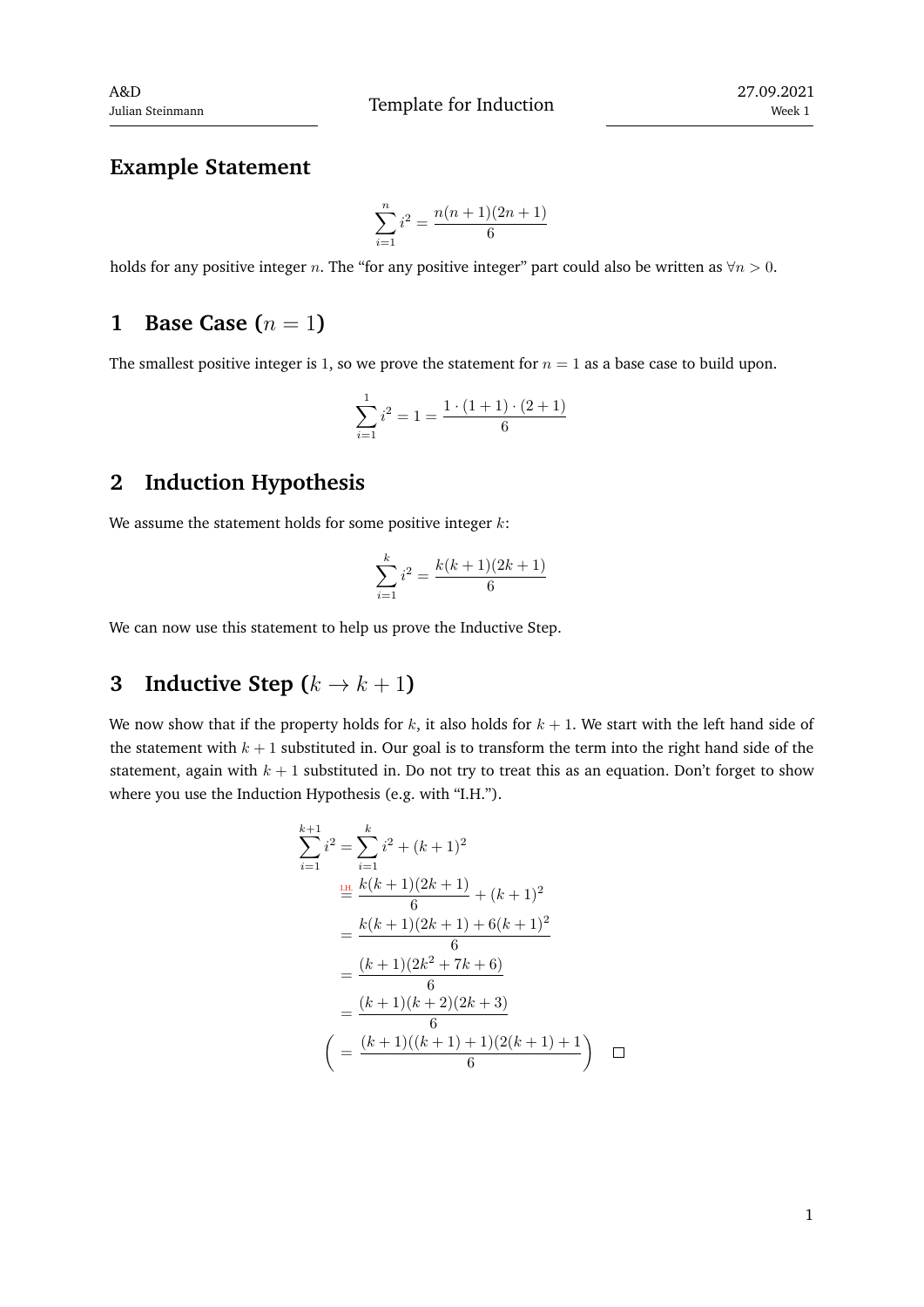## Example Statement

$$\sum_{i=1}^{n} i^2 = \frac{n(n+1)(2n+1)}{6}$$

holds for any positive integer $n$. The "for any positive integer" part could also be written as $\forall n > 0$.

## 1 Base Case ($n = 1$)

The smallest positive integer is 1, so we prove the statement for $n = 1$ as a base case to build upon.

$$\sum_{i=1}^{1} i^2 = 1 = \frac{1 \cdot (1+1) \cdot (2+1)}{6}$$

## 2 Induction Hypothesis

We assume the statement holds for some positive integer $k$:

$$\sum_{i=1}^{k} i^2 = \frac{k(k+1)(2k+1)}{6}$$

We can now use this statement to help us prove the Inductive Step.

## 3 Inductive Step ($k \to k+1$)

We now show that if the property holds for $k$, it also holds for $k+1$. We start with the left hand side of the statement with $k+1$ substituted in. Our goal is to transform the term into the right hand side of the statement, again with $k+1$ substituted in. Do not try to treat this as an equation. Don't forget to show where you use the Induction Hypothesis (e.g. with "I.H.").

$$\begin{aligned}
\sum_{i=1}^{k+1} i^2 &= \sum_{i=1}^{k} i^2 + (k+1)^2 \\
&\overset{\text{I.H.}}{=} \frac{k(k+1)(2k+1)}{6} + (k+1)^2 \\
&= \frac{k(k+1)(2k+1) + 6(k+1)^2}{6} \\
&= \frac{(k+1)(2k^2 + 7k + 6)}{6} \\
&= \frac{(k+1)(k+2)(2k+3)}{6} \\
\Bigg( &= \frac{(k+1)((k+1)+1)(2(k+1)+1)}{6} \Bigg) \quad \square
\end{aligned}$$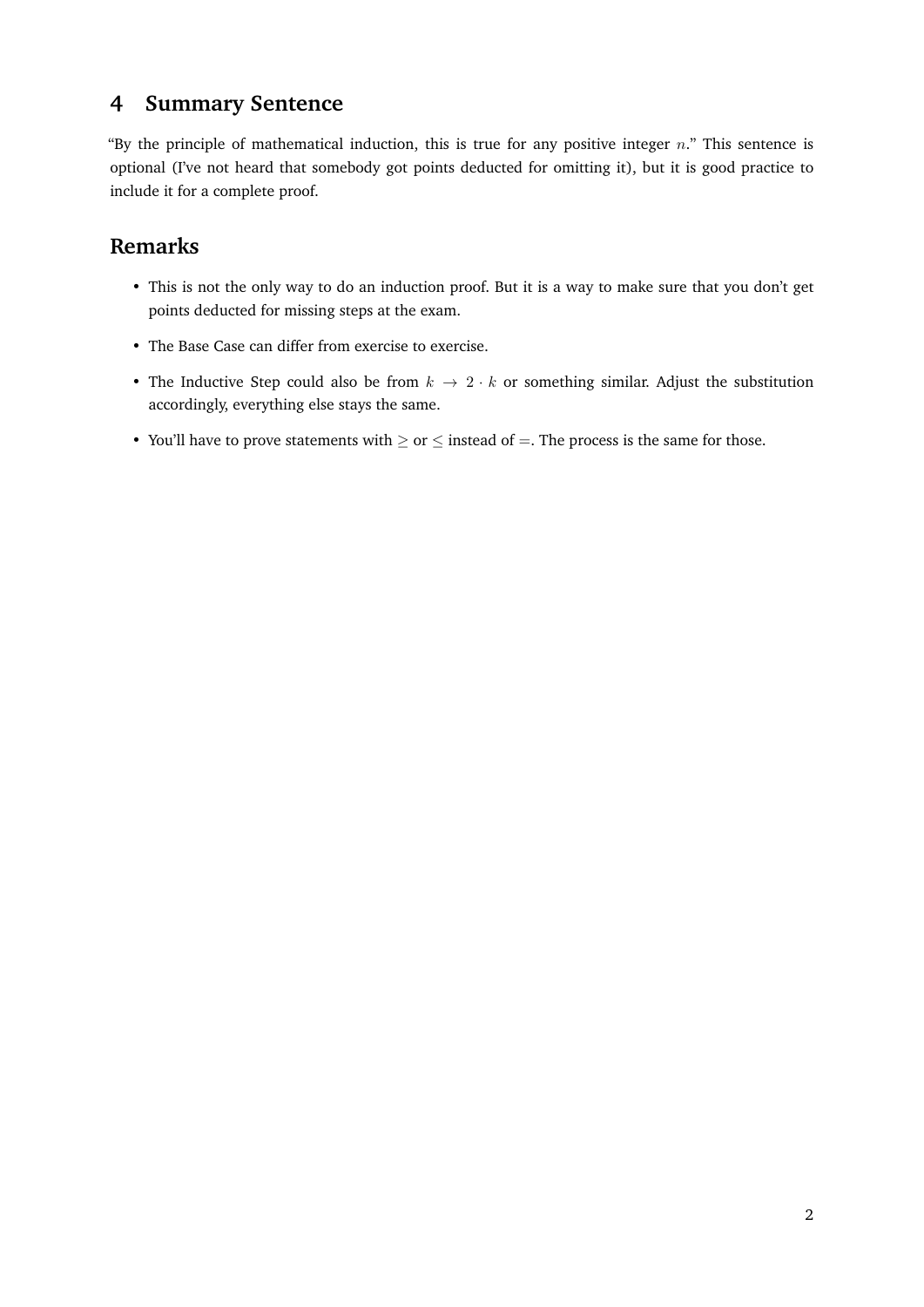## 4 Summary Sentence

"By the principle of mathematical induction, this is true for any positive integer $n$." This sentence is optional (I've not heard that somebody got points deducted for omitting it), but it is good practice to include it for a complete proof.

## Remarks

- This is not the only way to do an induction proof. But it is a way to make sure that you don't get points deducted for missing steps at the exam.
- The Base Case can differ from exercise to exercise.
- The Inductive Step could also be from $k \to 2 \cdot k$ or something similar. Adjust the substitution accordingly, everything else stays the same.
- You'll have to prove statements with $\geq$ or $\leq$ instead of $=$. The process is the same for those.